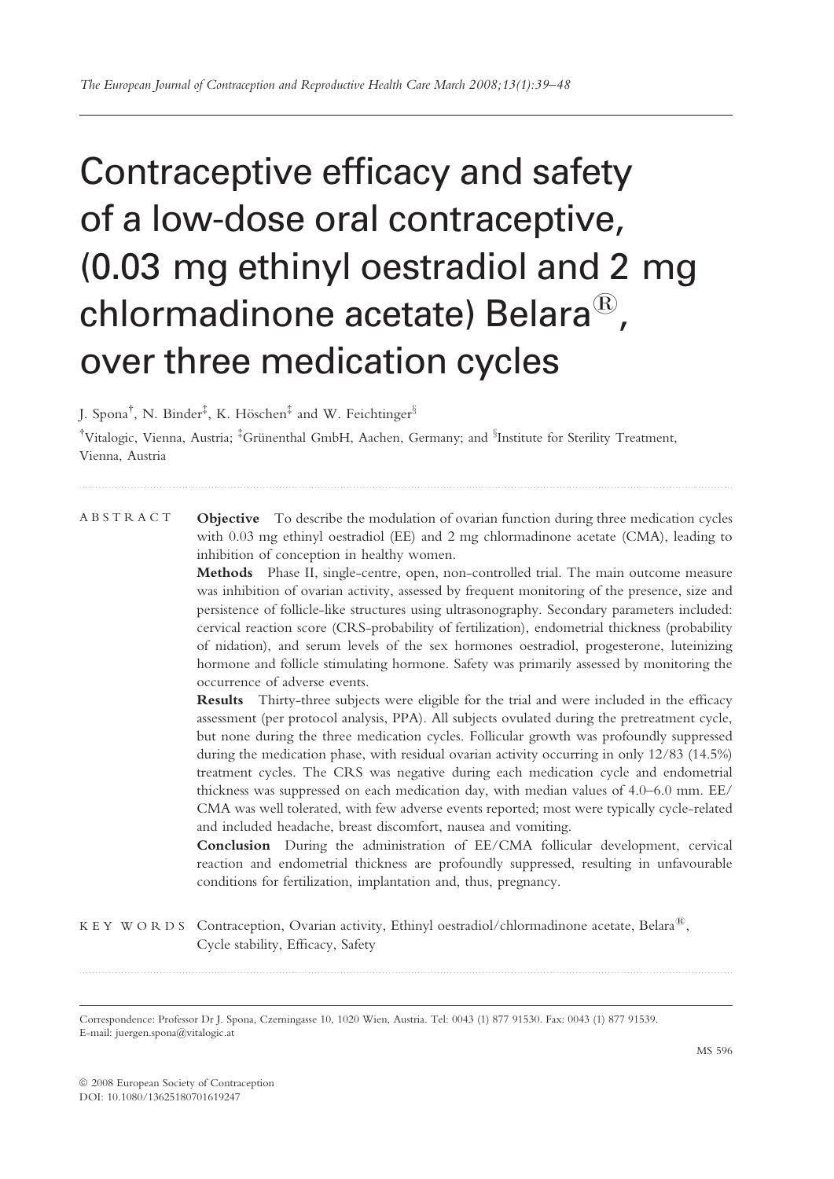# Contraceptive efficacy and safety of a low-dose oral contraceptive, (0.03 mg ethinyl oestradiol and 2 mg chlormadinone acetate) Belara®, over three medication cycles

J. Spona[†], N. Binder[‡], K. Höschen[‡] and W. Feichtinger[§]

[†]Vitalogic, Vienna, Austria; [‡]Grünenthal GmbH, Aachen, Germany; and [§]Institute for Sterility Treatment, Vienna, Austria

**ABSTRACT**

**Objective** To describe the modulation of ovarian function during three medication cycles with 0.03 mg ethinyl oestradiol (EE) and 2 mg chlormadinone acetate (CMA), leading to inhibition of conception in healthy women.

**Methods** Phase II, single-centre, open, non-controlled trial. The main outcome measure was inhibition of ovarian activity, assessed by frequent monitoring of the presence, size and persistence of follicle-like structures using ultrasonography. Secondary parameters included: cervical reaction score (CRS-probability of fertilization), endometrial thickness (probability of nidation), and serum levels of the sex hormones oestradiol, progesterone, luteinizing hormone and follicle stimulating hormone. Safety was primarily assessed by monitoring the occurrence of adverse events.

**Results** Thirty-three subjects were eligible for the trial and were included in the efficacy assessment (per protocol analysis, PPA). All subjects ovulated during the pretreatment cycle, but none during the three medication cycles. Follicular growth was profoundly suppressed during the medication phase, with residual ovarian activity occurring in only 12/83 (14.5%) treatment cycles. The CRS was negative during each medication cycle and endometrial thickness was suppressed on each medication day, with median values of 4.0–6.0 mm. EE/CMA was well tolerated, with few adverse events reported; most were typically cycle-related and included headache, breast discomfort, nausea and vomiting.

**Conclusion** During the administration of EE/CMA follicular development, cervical reaction and endometrial thickness are profoundly suppressed, resulting in unfavourable conditions for fertilization, implantation and, thus, pregnancy.

**KEY WORDS** Contraception, Ovarian activity, Ethinyl oestradiol/chlormadinone acetate, Belara®, Cycle stability, Efficacy, Safety

Correspondence: Professor Dr J. Spona, Czerningasse 10, 1020 Wien, Austria. Tel: 0043 (1) 877 91530. Fax: 0043 (1) 877 91539. E-mail: juergen.spona@vitalogic.at

MS 596

© 2008 European Society of Contraception
DOI: 10.1080/13625180701619247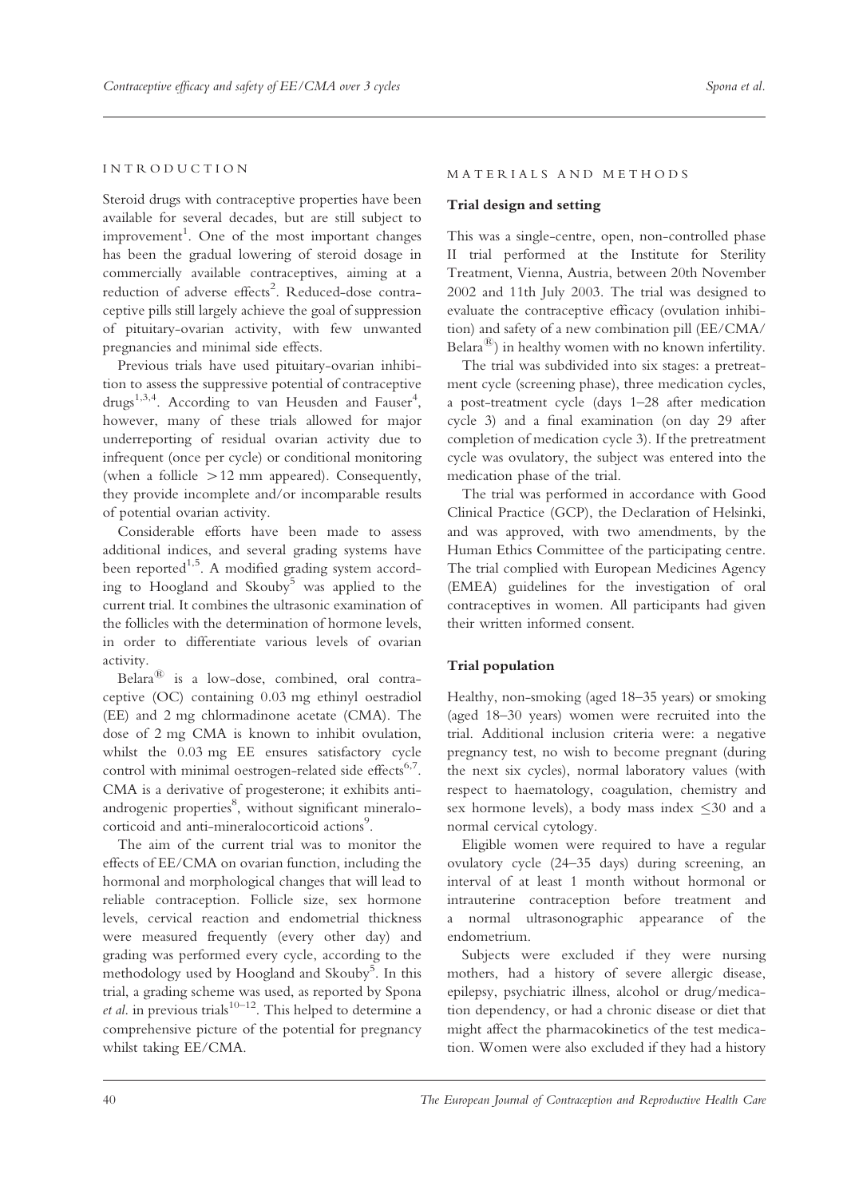## INTRODUCTION

Steroid drugs with contraceptive properties have been available for several decades, but are still subject to improvement[1]. One of the most important changes has been the gradual lowering of steroid dosage in commercially available contraceptives, aiming at a reduction of adverse effects[2]. Reduced-dose contraceptive pills still largely achieve the goal of suppression of pituitary-ovarian activity, with few unwanted pregnancies and minimal side effects.

Previous trials have used pituitary-ovarian inhibition to assess the suppressive potential of contraceptive drugs[1,3,4]. According to van Heusden and Fauser[4], however, many of these trials allowed for major underreporting of residual ovarian activity due to infrequent (once per cycle) or conditional monitoring (when a follicle $>12$ mm appeared). Consequently, they provide incomplete and/or incomparable results of potential ovarian activity.

Considerable efforts have been made to assess additional indices, and several grading systems have been reported[1,5]. A modified grading system according to Hoogland and Skouby[5] was applied to the current trial. It combines the ultrasonic examination of the follicles with the determination of hormone levels, in order to differentiate various levels of ovarian activity.

Belara® is a low-dose, combined, oral contraceptive (OC) containing 0.03 mg ethinyl oestradiol (EE) and 2 mg chlormadinone acetate (CMA). The dose of 2 mg CMA is known to inhibit ovulation, whilst the 0.03 mg EE ensures satisfactory cycle control with minimal oestrogen-related side effects[6,7]. CMA is a derivative of progesterone; it exhibits anti-androgenic properties[8], without significant mineralocorticoid and anti-mineralocorticoid actions[9].

The aim of the current trial was to monitor the effects of EE/CMA on ovarian function, including the hormonal and morphological changes that will lead to reliable contraception. Follicle size, sex hormone levels, cervical reaction and endometrial thickness were measured frequently (every other day) and grading was performed every cycle, according to the methodology used by Hoogland and Skouby[5]. In this trial, a grading scheme was used, as reported by Spona *et al.* in previous trials[10–12]. This helped to determine a comprehensive picture of the potential for pregnancy whilst taking EE/CMA.

## MATERIALS AND METHODS

### Trial design and setting

This was a single-centre, open, non-controlled phase II trial performed at the Institute for Sterility Treatment, Vienna, Austria, between 20th November 2002 and 11th July 2003. The trial was designed to evaluate the contraceptive efficacy (ovulation inhibition) and safety of a new combination pill (EE/CMA/ Belara®) in healthy women with no known infertility.

The trial was subdivided into six stages: a pretreatment cycle (screening phase), three medication cycles, a post-treatment cycle (days 1–28 after medication cycle 3) and a final examination (on day 29 after completion of medication cycle 3). If the pretreatment cycle was ovulatory, the subject was entered into the medication phase of the trial.

The trial was performed in accordance with Good Clinical Practice (GCP), the Declaration of Helsinki, and was approved, with two amendments, by the Human Ethics Committee of the participating centre. The trial complied with European Medicines Agency (EMEA) guidelines for the investigation of oral contraceptives in women. All participants had given their written informed consent.

### Trial population

Healthy, non-smoking (aged 18–35 years) or smoking (aged 18–30 years) women were recruited into the trial. Additional inclusion criteria were: a negative pregnancy test, no wish to become pregnant (during the next six cycles), normal laboratory values (with respect to haematology, coagulation, chemistry and sex hormone levels), a body mass index $\leq 30$ and a normal cervical cytology.

Eligible women were required to have a regular ovulatory cycle (24–35 days) during screening, an interval of at least 1 month without hormonal or intrauterine contraception before treatment and a normal ultrasonographic appearance of the endometrium.

Subjects were excluded if they were nursing mothers, had a history of severe allergic disease, epilepsy, psychiatric illness, alcohol or drug/medication dependency, or had a chronic disease or diet that might affect the pharmacokinetics of the test medication. Women were also excluded if they had a history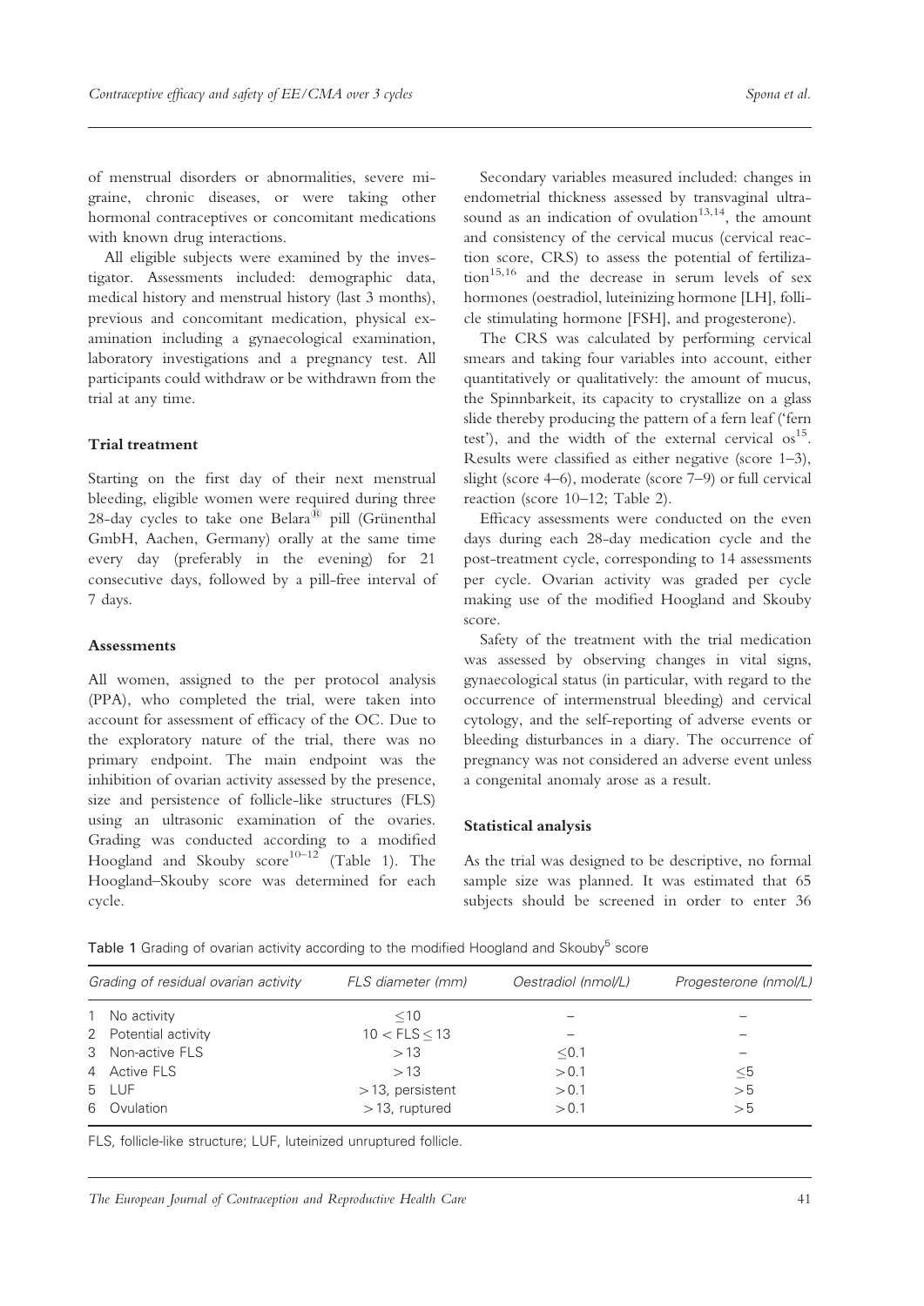of menstrual disorders or abnormalities, severe migraine, chronic diseases, or were taking other hormonal contraceptives or concomitant medications with known drug interactions.

All eligible subjects were examined by the investigator. Assessments included: demographic data, medical history and menstrual history (last 3 months), previous and concomitant medication, physical examination including a gynaecological examination, laboratory investigations and a pregnancy test. All participants could withdraw or be withdrawn from the trial at any time.

### Trial treatment

Starting on the first day of their next menstrual bleeding, eligible women were required during three 28-day cycles to take one Belara® pill (Grünenthal GmbH, Aachen, Germany) orally at the same time every day (preferably in the evening) for 21 consecutive days, followed by a pill-free interval of 7 days.

### Assessments

All women, assigned to the per protocol analysis (PPA), who completed the trial, were taken into account for assessment of efficacy of the OC. Due to the exploratory nature of the trial, there was no primary endpoint. The main endpoint was the inhibition of ovarian activity assessed by the presence, size and persistence of follicle-like structures (FLS) using an ultrasonic examination of the ovaries. Grading was conducted according to a modified Hoogland and Skouby score[10–12] (Table 1). The Hoogland–Skouby score was determined for each cycle.

Secondary variables measured included: changes in endometrial thickness assessed by transvaginal ultrasound as an indication of ovulation[13,14], the amount and consistency of the cervical mucus (cervical reaction score, CRS) to assess the potential of fertilization[15,16] and the decrease in serum levels of sex hormones (oestradiol, luteinizing hormone [LH], follicle stimulating hormone [FSH], and progesterone).

The CRS was calculated by performing cervical smears and taking four variables into account, either quantitatively or qualitatively: the amount of mucus, the Spinnbarkeit, its capacity to crystallize on a glass slide thereby producing the pattern of a fern leaf ('fern test'), and the width of the external cervical os[15]. Results were classified as either negative (score 1–3), slight (score 4–6), moderate (score 7–9) or full cervical reaction (score 10–12; Table 2).

Efficacy assessments were conducted on the even days during each 28-day medication cycle and the post-treatment cycle, corresponding to 14 assessments per cycle. Ovarian activity was graded per cycle making use of the modified Hoogland and Skouby score.

Safety of the treatment with the trial medication was assessed by observing changes in vital signs, gynaecological status (in particular, with regard to the occurrence of intermenstrual bleeding) and cervical cytology, and the self-reporting of adverse events or bleeding disturbances in a diary. The occurrence of pregnancy was not considered an adverse event unless a congenital anomaly arose as a result.

### Statistical analysis

As the trial was designed to be descriptive, no formal sample size was planned. It was estimated that 65 subjects should be screened in order to enter 36

**Table 1** Grading of ovarian activity according to the modified Hoogland and Skouby[5] score

| Grading of residual ovarian activity | FLS diameter (mm) | Oestradiol (nmol/L) | Progesterone (nmol/L) |
|---|---|---|---|
| 1 No activity | $\leq 10$ | – | – |
| 2 Potential activity | $10 < \text{FLS} \leq 13$ | – | – |
| 3 Non-active FLS | $> 13$ | $\leq 0.1$ | – |
| 4 Active FLS | $> 13$ | $> 0.1$ | $\leq 5$ |
| 5 LUF | $> 13$, persistent | $> 0.1$ | $> 5$ |
| 6 Ovulation | $> 13$, ruptured | $> 0.1$ | $> 5$ |

FLS, follicle-like structure; LUF, luteinized unruptured follicle.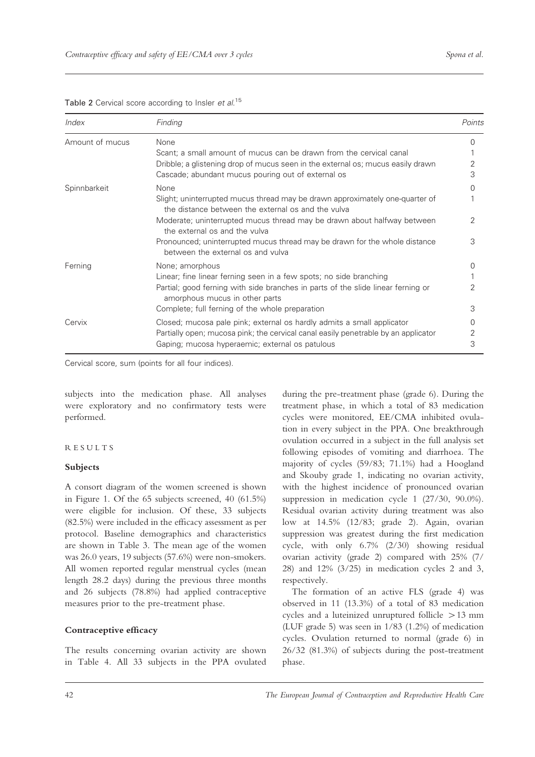Table 2 Cervical score according to Insler *et al.*[15]

| Index | Finding | Points |
|---|---|---|
| Amount of mucus | None | 0 |
| | Scant; a small amount of mucus can be drawn from the cervical canal | 1 |
| | Dribble; a glistening drop of mucus seen in the external os; mucus easily drawn | 2 |
| | Cascade; abundant mucus pouring out of external os | 3 |
| Spinnbarkeit | None | 0 |
| | Slight; uninterrupted mucus thread may be drawn approximately one-quarter of the distance between the external os and the vulva | 1 |
| | Moderate; uninterrupted mucus thread may be drawn about halfway between the external os and the vulva | 2 |
| | Pronounced; uninterrupted mucus thread may be drawn for the whole distance between the external os and vulva | 3 |
| Ferning | None; amorphous | 0 |
| | Linear; fine linear ferning seen in a few spots; no side branching | 1 |
| | Partial; good ferning with side branches in parts of the slide linear ferning or amorphous mucus in other parts | 2 |
| | Complete; full ferning of the whole preparation | 3 |
| Cervix | Closed; mucosa pale pink; external os hardly admits a small applicator | 0 |
| | Partially open; mucosa pink; the cervical canal easily penetrable by an applicator | 2 |
| | Gaping; mucosa hyperaemic; external os patulous | 3 |

Cervical score, sum (points for all four indices).

subjects into the medication phase. All analyses were exploratory and no confirmatory tests were performed.

## RESULTS

### Subjects

A consort diagram of the women screened is shown in Figure 1. Of the 65 subjects screened, 40 (61.5%) were eligible for inclusion. Of these, 33 subjects (82.5%) were included in the efficacy assessment as per protocol. Baseline demographics and characteristics are shown in Table 3. The mean age of the women was 26.0 years, 19 subjects (57.6%) were non-smokers. All women reported regular menstrual cycles (mean length 28.2 days) during the previous three months and 26 subjects (78.8%) had applied contraceptive measures prior to the pre-treatment phase.

### Contraceptive efficacy

The results concerning ovarian activity are shown in Table 4. All 33 subjects in the PPA ovulated during the pre-treatment phase (grade 6). During the treatment phase, in which a total of 83 medication cycles were monitored, EE/CMA inhibited ovulation in every subject in the PPA. One breakthrough ovulation occurred in a subject in the full analysis set following episodes of vomiting and diarrhoea. The majority of cycles (59/83; 71.1%) had a Hoogland and Skouby grade 1, indicating no ovarian activity, with the highest incidence of pronounced ovarian suppression in medication cycle 1 (27/30, 90.0%). Residual ovarian activity during treatment was also low at 14.5% (12/83; grade 2). Again, ovarian suppression was greatest during the first medication cycle, with only 6.7% (2/30) showing residual ovarian activity (grade 2) compared with 25% (7/28) and 12% (3/25) in medication cycles 2 and 3, respectively.

The formation of an active FLS (grade 4) was observed in 11 (13.3%) of a total of 83 medication cycles and a luteinized unruptured follicle $>13$ mm (LUF grade 5) was seen in 1/83 (1.2%) of medication cycles. Ovulation returned to normal (grade 6) in 26/32 (81.3%) of subjects during the post-treatment phase.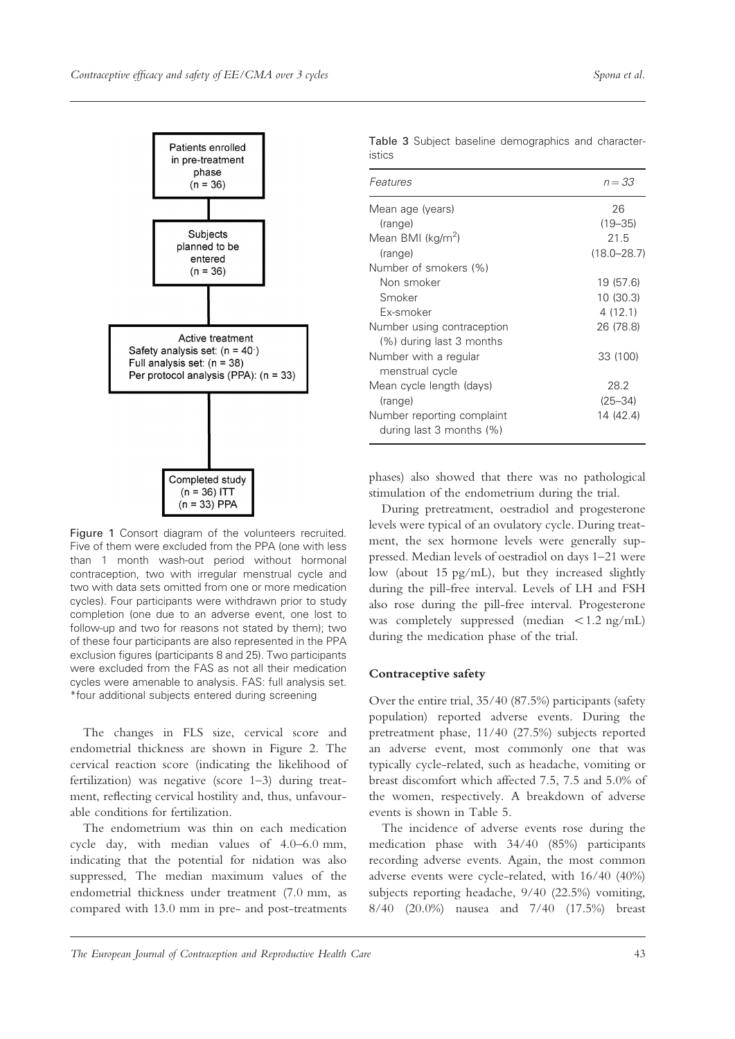Patients enrolled in pre-treatment phase (n = 36)

Subjects planned to be entered (n = 36)

Active treatment
Safety analysis set: (n = 40*)
Full analysis set: (n = 38)
Per protocol analysis (PPA): (n = 33)

Completed study
(n = 36) ITT
(n = 33) PPA

**Figure 1** Consort diagram of the volunteers recruited. Five of them were excluded from the PPA (one with less than 1 month wash-out period without hormonal contraception, two with irregular menstrual cycle and two with data sets omitted from one or more medication cycles). Four participants were withdrawn prior to study completion (one due to an adverse event, one lost to follow-up and two for reasons not stated by them); two of these four participants are also represented in the PPA exclusion figures (participants 8 and 25). Two participants were excluded from the FAS as not all their medication cycles were amenable to analysis. FAS: full analysis set. *four additional subjects entered during screening

The changes in FLS size, cervical score and endometrial thickness are shown in Figure 2. The cervical reaction score (indicating the likelihood of fertilization) was negative (score 1–3) during treatment, reflecting cervical hostility and, thus, unfavourable conditions for fertilization.

The endometrium was thin on each medication cycle day, with median values of 4.0–6.0 mm, indicating that the potential for nidation was also suppressed, The median maximum values of the endometrial thickness under treatment (7.0 mm, as compared with 13.0 mm in pre- and post-treatments phases) also showed that there was no pathological stimulation of the endometrium during the trial.

**Table 3** Subject baseline demographics and characteristics

| *Features* | *n = 33* |
|---|---|
| Mean age (years) | 26 |
| (range) | (19–35) |
| Mean BMI (kg/m$^2$) | 21.5 |
| (range) | (18.0–28.7) |
| Number of smokers (%) | |
| Non smoker | 19 (57.6) |
| Smoker | 10 (30.3) |
| Ex-smoker | 4 (12.1) |
| Number using contraception (%) during last 3 months | 26 (78.8) |
| Number with a regular menstrual cycle | 33 (100) |
| Mean cycle length (days) | 28.2 |
| (range) | (25–34) |
| Number reporting complaint during last 3 months (%) | 14 (42.4) |

During pretreatment, oestradiol and progesterone levels were typical of an ovulatory cycle. During treatment, the sex hormone levels were generally suppressed. Median levels of oestradiol on days 1–21 were low (about 15 pg/mL), but they increased slightly during the pill-free interval. Levels of LH and FSH also rose during the pill-free interval. Progesterone was completely suppressed (median $< 1.2$ ng/mL) during the medication phase of the trial.

### Contraceptive safety

Over the entire trial, 35/40 (87.5%) participants (safety population) reported adverse events. During the pretreatment phase, 11/40 (27.5%) subjects reported an adverse event, most commonly one that was typically cycle-related, such as headache, vomiting or breast discomfort which affected 7.5, 7.5 and 5.0% of the women, respectively. A breakdown of adverse events is shown in Table 5.

The incidence of adverse events rose during the medication phase with 34/40 (85%) participants recording adverse events. Again, the most common adverse events were cycle-related, with 16/40 (40%) subjects reporting headache, 9/40 (22.5%) vomiting, 8/40 (20.0%) nausea and 7/40 (17.5%) breast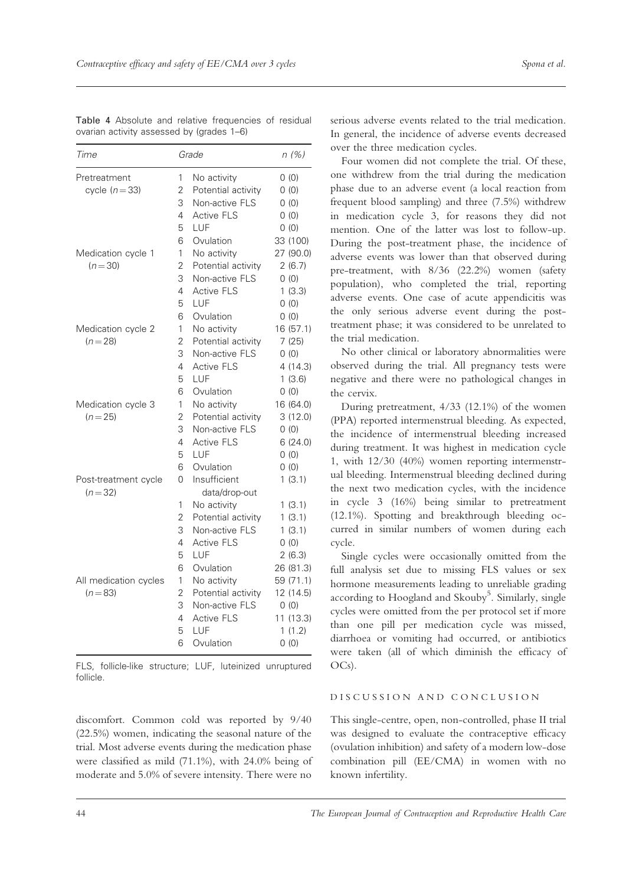**Table 4** Absolute and relative frequencies of residual ovarian activity assessed by (grades 1–6)

| Time | Grade | | n (%) |
|---|---|---|---|
| Pretreatment cycle ($n = 33$) | 1 | No activity | 0 (0) |
| | 2 | Potential activity | 0 (0) |
| | 3 | Non-active FLS | 0 (0) |
| | 4 | Active FLS | 0 (0) |
| | 5 | LUF | 0 (0) |
| | 6 | Ovulation | 33 (100) |
| Medication cycle 1 ($n = 30$) | 1 | No activity | 27 (90.0) |
| | 2 | Potential activity | 2 (6.7) |
| | 3 | Non-active FLS | 0 (0) |
| | 4 | Active FLS | 1 (3.3) |
| | 5 | LUF | 0 (0) |
| | 6 | Ovulation | 0 (0) |
| Medication cycle 2 ($n = 28$) | 1 | No activity | 16 (57.1) |
| | 2 | Potential activity | 7 (25) |
| | 3 | Non-active FLS | 0 (0) |
| | 4 | Active FLS | 4 (14.3) |
| | 5 | LUF | 1 (3.6) |
| | 6 | Ovulation | 0 (0) |
| Medication cycle 3 ($n = 25$) | 1 | No activity | 16 (64.0) |
| | 2 | Potential activity | 3 (12.0) |
| | 3 | Non-active FLS | 0 (0) |
| | 4 | Active FLS | 6 (24.0) |
| | 5 | LUF | 0 (0) |
| | 6 | Ovulation | 0 (0) |
| Post-treatment cycle ($n = 32$) | 0 | Insufficient data/drop-out | 1 (3.1) |
| | 1 | No activity | 1 (3.1) |
| | 2 | Potential activity | 1 (3.1) |
| | 3 | Non-active FLS | 1 (3.1) |
| | 4 | Active FLS | 0 (0) |
| | 5 | LUF | 2 (6.3) |
| | 6 | Ovulation | 26 (81.3) |
| All medication cycles ($n = 83$) | 1 | No activity | 59 (71.1) |
| | 2 | Potential activity | 12 (14.5) |
| | 3 | Non-active FLS | 0 (0) |
| | 4 | Active FLS | 11 (13.3) |
| | 5 | LUF | 1 (1.2) |
| | 6 | Ovulation | 0 (0) |

FLS, follicle-like structure; LUF, luteinized unruptured follicle.

discomfort. Common cold was reported by 9/40 (22.5%) women, indicating the seasonal nature of the trial. Most adverse events during the medication phase were classified as mild (71.1%), with 24.0% being of moderate and 5.0% of severe intensity. There were no serious adverse events related to the trial medication. In general, the incidence of adverse events decreased over the three medication cycles.

Four women did not complete the trial. Of these, one withdrew from the trial during the medication phase due to an adverse event (a local reaction from frequent blood sampling) and three (7.5%) withdrew in medication cycle 3, for reasons they did not mention. One of the latter was lost to follow-up. During the post-treatment phase, the incidence of adverse events was lower than that observed during pre-treatment, with 8/36 (22.2%) women (safety population), who completed the trial, reporting adverse events. One case of acute appendicitis was the only serious adverse event during the post-treatment phase; it was considered to be unrelated to the trial medication.

No other clinical or laboratory abnormalities were observed during the trial. All pregnancy tests were negative and there were no pathological changes in the cervix.

During pretreatment, 4/33 (12.1%) of the women (PPA) reported intermenstrual bleeding. As expected, the incidence of intermenstrual bleeding increased during treatment. It was highest in medication cycle 1, with 12/30 (40%) women reporting intermenstrual bleeding. Intermenstrual bleeding declined during the next two medication cycles, with the incidence in cycle 3 (16%) being similar to pretreatment (12.1%). Spotting and breakthrough bleeding occurred in similar numbers of women during each cycle.

Single cycles were occasionally omitted from the full analysis set due to missing FLS values or sex hormone measurements leading to unreliable grading according to Hoogland and Skouby[5]. Similarly, single cycles were omitted from the per protocol set if more than one pill per medication cycle was missed, diarrhoea or vomiting had occurred, or antibiotics were taken (all of which diminish the efficacy of OCs).

## DISCUSSION AND CONCLUSION

This single-centre, open, non-controlled, phase II trial was designed to evaluate the contraceptive efficacy (ovulation inhibition) and safety of a modern low-dose combination pill (EE/CMA) in women with no known infertility.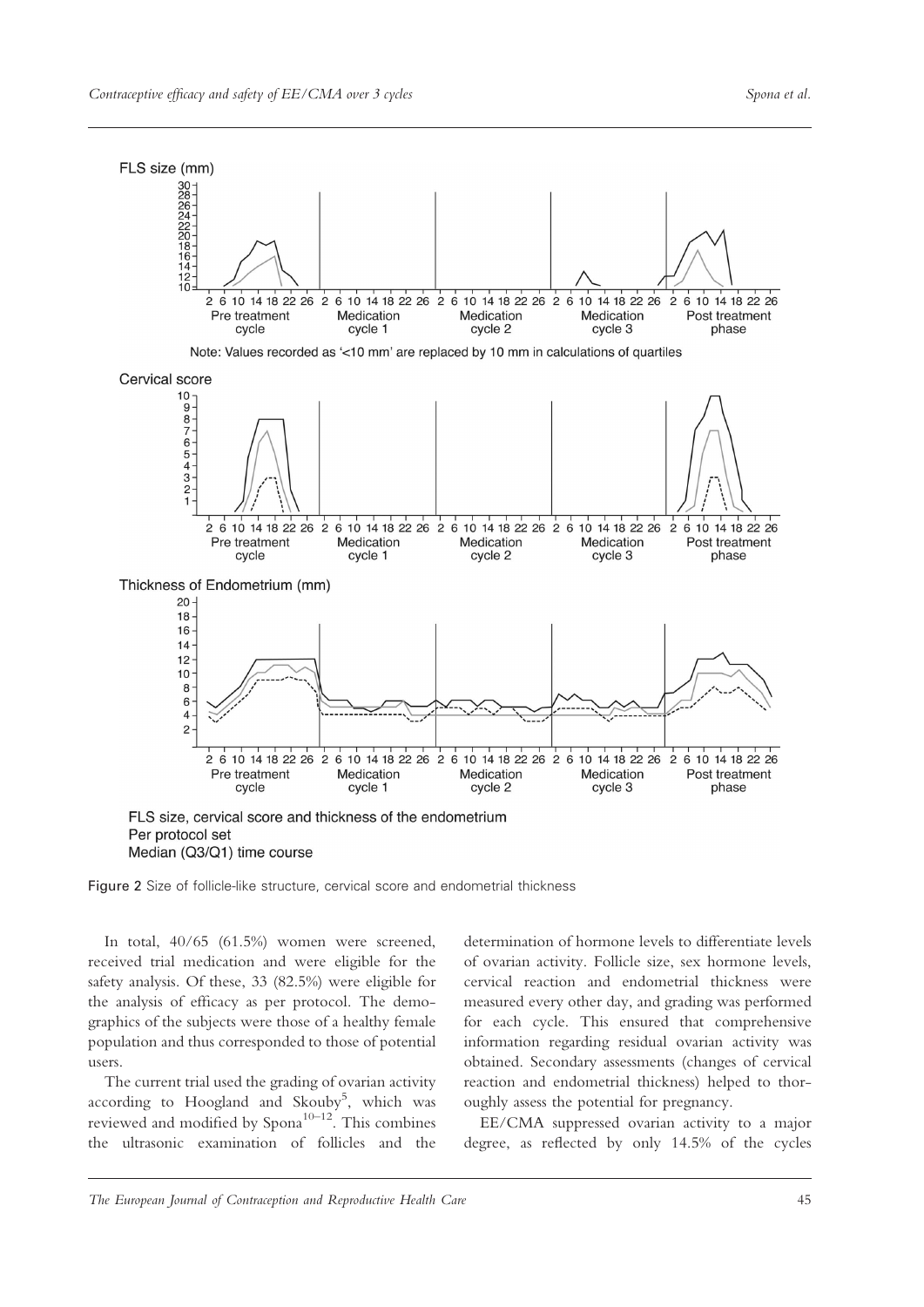FLS size (mm)

Note: Values recorded as '<10 mm' are replaced by 10 mm in calculations of quartiles

Cervical score

Thickness of Endometrium (mm)

FLS size, cervical score and thickness of the endometrium
Per protocol set
Median (Q3/Q1) time course

**Figure 2** Size of follicle-like structure, cervical score and endometrial thickness

In total, 40/65 (61.5%) women were screened, received trial medication and were eligible for the safety analysis. Of these, 33 (82.5%) were eligible for the analysis of efficacy as per protocol. The demographics of the subjects were those of a healthy female population and thus corresponded to those of potential users.

The current trial used the grading of ovarian activity according to Hoogland and Skouby[5], which was reviewed and modified by Spona[10–12]. This combines the ultrasonic examination of follicles and the determination of hormone levels to differentiate levels of ovarian activity. Follicle size, sex hormone levels, cervical reaction and endometrial thickness were measured every other day, and grading was performed for each cycle. This ensured that comprehensive information regarding residual ovarian activity was obtained. Secondary assessments (changes of cervical reaction and endometrial thickness) helped to thoroughly assess the potential for pregnancy.

EE/CMA suppressed ovarian activity to a major degree, as reflected by only 14.5% of the cycles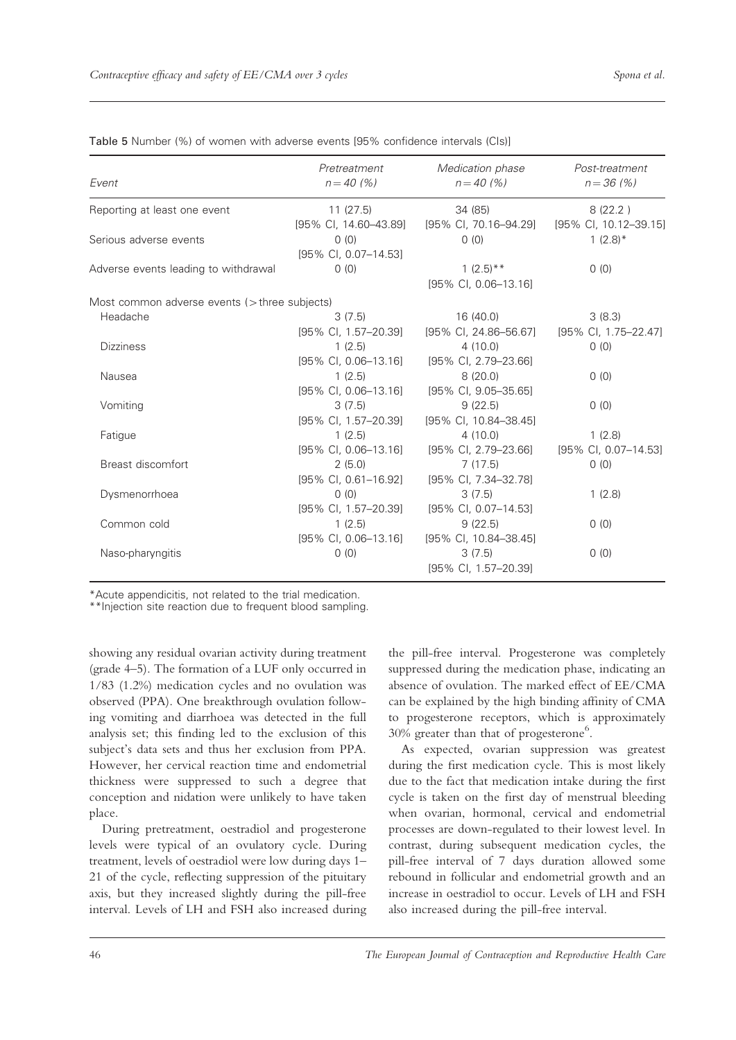Table 5 Number (%) of women with adverse events [95% confidence intervals (CIs)]

| Event | Pretreatment $n = 40$ (%) | Medication phase $n = 40$ (%) | Post-treatment $n = 36$ (%) |
|---|---|---|---|
| Reporting at least one event | 11 (27.5) [95% CI, 14.60–43.89] | 34 (85) [95% CI, 70.16–94.29] | 8 (22.2 ) [95% CI, 10.12–39.15] |
| Serious adverse events | 0 (0) [95% CI, 0.07–14.53] | 0 (0) | 1 (2.8)* |
| Adverse events leading to withdrawal | 0 (0) | 1 (2.5)** [95% CI, 0.06–13.16] | 0 (0) |
| Most common adverse events (> three subjects) | | | |
| Headache | 3 (7.5) [95% CI, 1.57–20.39] | 16 (40.0) [95% CI, 24.86–56.67] | 3 (8.3) [95% CI, 1.75–22.47] |
| Dizziness | 1 (2.5) [95% CI, 0.06–13.16] | 4 (10.0) [95% CI, 2.79–23.66] | 0 (0) |
| Nausea | 1 (2.5) [95% CI, 0.06–13.16] | 8 (20.0) [95% CI, 9.05–35.65] | 0 (0) |
| Vomiting | 3 (7.5) [95% CI, 1.57–20.39] | 9 (22.5) [95% CI, 10.84–38.45] | 0 (0) |
| Fatigue | 1 (2.5) [95% CI, 0.06–13.16] | 4 (10.0) [95% CI, 2.79–23.66] | 1 (2.8) [95% CI, 0.07–14.53] |
| Breast discomfort | 2 (5.0) [95% CI, 0.61–16.92] | 7 (17.5) [95% CI, 7.34–32.78] | 0 (0) |
| Dysmenorrhoea | 0 (0) [95% CI, 1.57–20.39] | 3 (7.5) [95% CI, 0.07–14.53] | 1 (2.8) |
| Common cold | 1 (2.5) [95% CI, 0.06–13.16] | 9 (22.5) [95% CI, 10.84–38.45] | 0 (0) |
| Naso-pharyngitis | 0 (0) | 3 (7.5) [95% CI, 1.57–20.39] | 0 (0) |

*Acute appendicitis, not related to the trial medication.
**Injection site reaction due to frequent blood sampling.

showing any residual ovarian activity during treatment (grade 4–5). The formation of a LUF only occurred in 1/83 (1.2%) medication cycles and no ovulation was observed (PPA). One breakthrough ovulation following vomiting and diarrhoea was detected in the full analysis set; this finding led to the exclusion of this subject's data sets and thus her exclusion from PPA. However, her cervical reaction time and endometrial thickness were suppressed to such a degree that conception and nidation were unlikely to have taken place.

During pretreatment, oestradiol and progesterone levels were typical of an ovulatory cycle. During treatment, levels of oestradiol were low during days 1–21 of the cycle, reflecting suppression of the pituitary axis, but they increased slightly during the pill-free interval. Levels of LH and FSH also increased during the pill-free interval. Progesterone was completely suppressed during the medication phase, indicating an absence of ovulation. The marked effect of EE/CMA can be explained by the high binding affinity of CMA to progesterone receptors, which is approximately 30% greater than that of progesterone[6].

As expected, ovarian suppression was greatest during the first medication cycle. This is most likely due to the fact that medication intake during the first cycle is taken on the first day of menstrual bleeding when ovarian, hormonal, cervical and endometrial processes are down-regulated to their lowest level. In contrast, during subsequent medication cycles, the pill-free interval of 7 days duration allowed some rebound in follicular and endometrial growth and an increase in oestradiol to occur. Levels of LH and FSH also increased during the pill-free interval.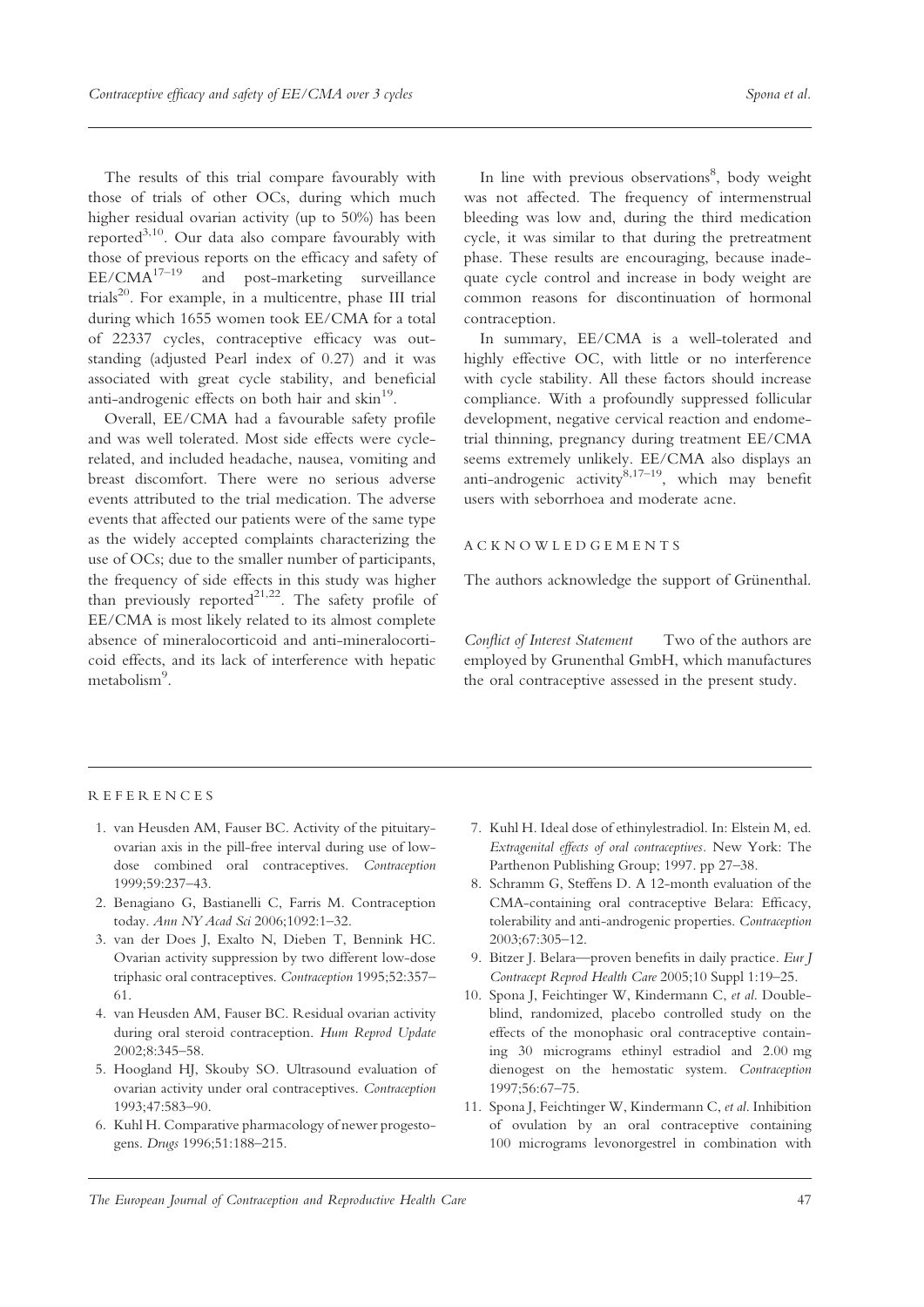The results of this trial compare favourably with those of trials of other OCs, during which much higher residual ovarian activity (up to 50%) has been reported[3,10]. Our data also compare favourably with those of previous reports on the efficacy and safety of EE/CMA[17–19] and post-marketing surveillance trials[20]. For example, in a multicentre, phase III trial during which 1655 women took EE/CMA for a total of 22337 cycles, contraceptive efficacy was outstanding (adjusted Pearl index of 0.27) and it was associated with great cycle stability, and beneficial anti-androgenic effects on both hair and skin[19].

Overall, EE/CMA had a favourable safety profile and was well tolerated. Most side effects were cycle-related, and included headache, nausea, vomiting and breast discomfort. There were no serious adverse events attributed to the trial medication. The adverse events that affected our patients were of the same type as the widely accepted complaints characterizing the use of OCs; due to the smaller number of participants, the frequency of side effects in this study was higher than previously reported[21,22]. The safety profile of EE/CMA is most likely related to its almost complete absence of mineralocorticoid and anti-mineralocorticoid effects, and its lack of interference with hepatic metabolism[9].

In line with previous observations[8], body weight was not affected. The frequency of intermenstrual bleeding was low and, during the third medication cycle, it was similar to that during the pretreatment phase. These results are encouraging, because inadequate cycle control and increase in body weight are common reasons for discontinuation of hormonal contraception.

In summary, EE/CMA is a well-tolerated and highly effective OC, with little or no interference with cycle stability. All these factors should increase compliance. With a profoundly suppressed follicular development, negative cervical reaction and endometrial thinning, pregnancy during treatment EE/CMA seems extremely unlikely. EE/CMA also displays an anti-androgenic activity[8,17–19], which may benefit users with seborrhoea and moderate acne.

## ACKNOWLEDGEMENTS

The authors acknowledge the support of Grünenthal.

*Conflict of Interest Statement* Two of the authors are employed by Grunenthal GmbH, which manufactures the oral contraceptive assessed in the present study.

## REFERENCES

1. van Heusden AM, Fauser BC. Activity of the pituitary-ovarian axis in the pill-free interval during use of low-dose combined oral contraceptives. *Contraception* 1999;59:237–43.
2. Benagiano G, Bastianelli C, Farris M. Contraception today. *Ann NY Acad Sci* 2006;1092:1–32.
3. van der Does J, Exalto N, Dieben T, Bennink HC. Ovarian activity suppression by two different low-dose triphasic oral contraceptives. *Contraception* 1995;52:357–61.
4. van Heusden AM, Fauser BC. Residual ovarian activity during oral steroid contraception. *Hum Reprod Update* 2002;8:345–58.
5. Hoogland HJ, Skouby SO. Ultrasound evaluation of ovarian activity under oral contraceptives. *Contraception* 1993;47:583–90.
6. Kuhl H. Comparative pharmacology of newer progestogens. *Drugs* 1996;51:188–215.
7. Kuhl H. Ideal dose of ethinylestradiol. In: Elstein M, ed. *Extragenital effects of oral contraceptives*. New York: The Parthenon Publishing Group; 1997. pp 27–38.
8. Schramm G, Steffens D. A 12-month evaluation of the CMA-containing oral contraceptive Belara: Efficacy, tolerability and anti-androgenic properties. *Contraception* 2003;67:305–12.
9. Bitzer J. Belara—proven benefits in daily practice. *Eur J Contracept Reprod Health Care* 2005;10 Suppl 1:19–25.
10. Spona J, Feichtinger W, Kindermann C, *et al*. Double-blind, randomized, placebo controlled study on the effects of the monophasic oral contraceptive containing 30 micrograms ethinyl estradiol and 2.00 mg dienogest on the hemostatic system. *Contraception* 1997;56:67–75.
11. Spona J, Feichtinger W, Kindermann C, *et al*. Inhibition of ovulation by an oral contraceptive containing 100 micrograms levonorgestrel in combination with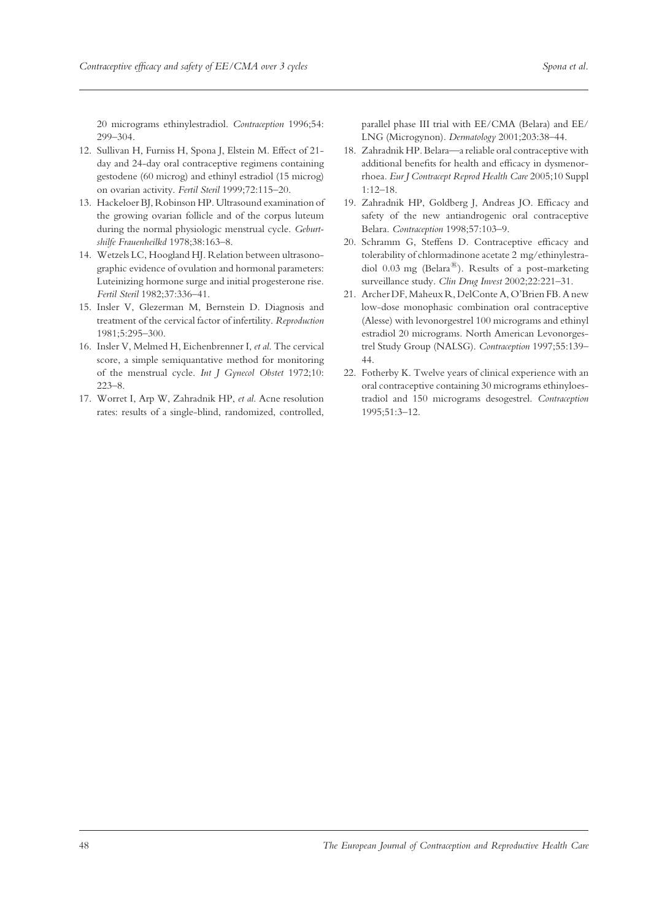20 micrograms ethinylestradiol. *Contraception* 1996;54: 299–304.

12. Sullivan H, Furniss H, Spona J, Elstein M. Effect of 21-day and 24-day oral contraceptive regimens containing gestodene (60 microg) and ethinyl estradiol (15 microg) on ovarian activity. *Fertil Steril* 1999;72:115–20.
13. Hackeloer BJ, Robinson HP. Ultrasound examination of the growing ovarian follicle and of the corpus luteum during the normal physiologic menstrual cycle. *Geburtshilfe Frauenheilkd* 1978;38:163–8.
14. Wetzels LC, Hoogland HJ. Relation between ultrasonographic evidence of ovulation and hormonal parameters: Luteinizing hormone surge and initial progesterone rise. *Fertil Steril* 1982;37:336–41.
15. Insler V, Glezerman M, Bernstein D. Diagnosis and treatment of the cervical factor of infertility. *Reproduction* 1981;5:295–300.
16. Insler V, Melmed H, Eichenbrenner I, *et al.* The cervical score, a simple semiquantative method for monitoring of the menstrual cycle. *Int J Gynecol Obstet* 1972;10: 223–8.
17. Worret I, Arp W, Zahradnik HP, *et al.* Acne resolution rates: results of a single-blind, randomized, controlled, parallel phase III trial with EE/CMA (Belara) and EE/LNG (Microgynon). *Dermatology* 2001;203:38–44.
18. Zahradnik HP. Belara—a reliable oral contraceptive with additional benefits for health and efficacy in dysmenorrhoea. *Eur J Contracept Reprod Health Care* 2005;10 Suppl 1:12–18.
19. Zahradnik HP, Goldberg J, Andreas JO. Efficacy and safety of the new antiandrogenic oral contraceptive Belara. *Contraception* 1998;57:103–9.
20. Schramm G, Steffens D. Contraceptive efficacy and tolerability of chlormadinone acetate 2 mg/ethinylestradiol 0.03 mg (Belara®). Results of a post-marketing surveillance study. *Clin Drug Invest* 2002;22:221–31.
21. Archer DF, Maheux R, DelConte A, O'Brien FB. A new low-dose monophasic combination oral contraceptive (Alesse) with levonorgestrel 100 micrograms and ethinyl estradiol 20 micrograms. North American Levonorgestrel Study Group (NALSG). *Contraception* 1997;55:139–44.
22. Fotherby K. Twelve years of clinical experience with an oral contraceptive containing 30 micrograms ethinyloestradiol and 150 micrograms desogestrel. *Contraception* 1995;51:3–12.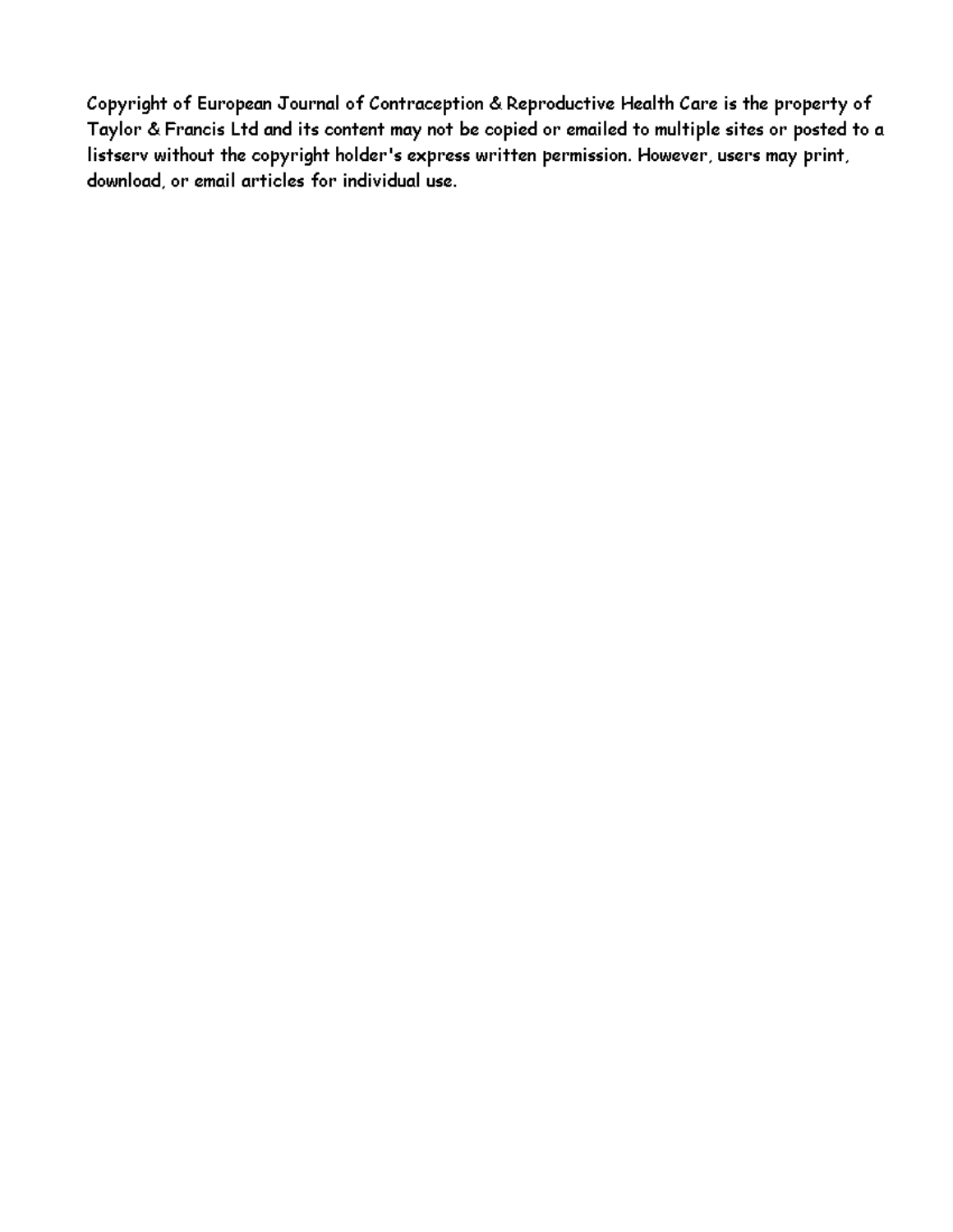Copyright of European Journal of Contraception & Reproductive Health Care is the property of Taylor & Francis Ltd and its content may not be copied or emailed to multiple sites or posted to a listserv without the copyright holder's express written permission. However, users may print, download, or email articles for individual use.